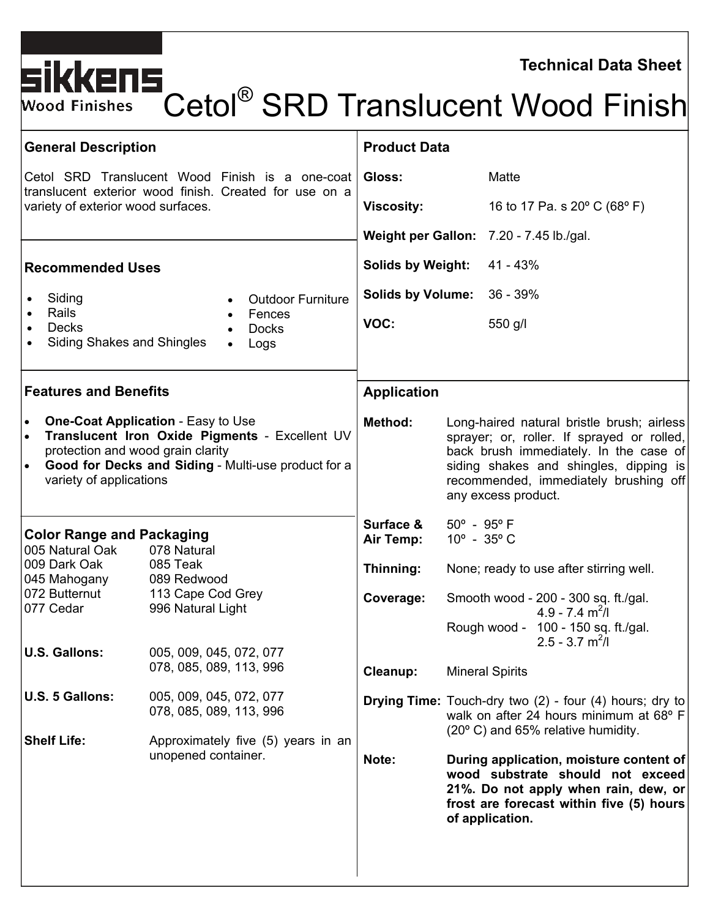sikkens
Wood Finishes

**Technical Data Sheet**

# Cetol® SRD Translucent Wood Finish

## General Description

Cetol SRD Translucent Wood Finish is a one-coat translucent exterior wood finish. Created for use on a variety of exterior wood surfaces.

## Recommended Uses

- Siding
- Rails
- Decks
- Siding Shakes and Shingles
- Outdoor Furniture
- Fences
- Docks
- Logs

## Features and Benefits

- **One-Coat Application** - Easy to Use
- **Translucent Iron Oxide Pigments** - Excellent UV protection and wood grain clarity
- **Good for Decks and Siding** - Multi-use product for a variety of applications

## Color Range and Packaging

| | |
|---|---|
| 005 Natural Oak | 078 Natural |
| 009 Dark Oak | 085 Teak |
| 045 Mahogany | 089 Redwood |
| 072 Butternut | 113 Cape Cod Grey |
| 077 Cedar | 996 Natural Light |

**U.S. Gallons:** 005, 009, 045, 072, 077, 078, 085, 089, 113, 996

**U.S. 5 Gallons:** 005, 009, 045, 072, 077, 078, 085, 089, 113, 996

**Shelf Life:** Approximately five (5) years in an unopened container.

## Product Data

| | |
|---|---|
| **Gloss:** | Matte |
| **Viscosity:** | 16 to 17 Pa. s 20º C (68º F) |
| **Weight per Gallon:** | 7.20 - 7.45 lb./gal. |
| **Solids by Weight:** | 41 - 43% |
| **Solids by Volume:** | 36 - 39% |
| **VOC:** | 550 g/l |

## Application

**Method:** Long-haired natural bristle brush; airless sprayer; or, roller. If sprayed or rolled, back brush immediately. In the case of siding shakes and shingles, dipping is recommended, immediately brushing off any excess product.

**Surface & Air Temp:** 50º - 95º F / 10º - 35º C

**Thinning:** None; ready to use after stirring well.

**Coverage:** Smooth wood - 200 - 300 sq. ft./gal. (4.9 - 7.4 $m^2$/l); Rough wood - 100 - 150 sq. ft./gal. (2.5 - 3.7 $m^2$/l)

**Cleanup:** Mineral Spirits

**Drying Time:** Touch-dry two (2) - four (4) hours; dry to walk on after 24 hours minimum at 68º F (20º C) and 65% relative humidity.

**Note:** **During application, moisture content of wood substrate should not exceed 21%. Do not apply when rain, dew, or frost are forecast within five (5) hours of application.**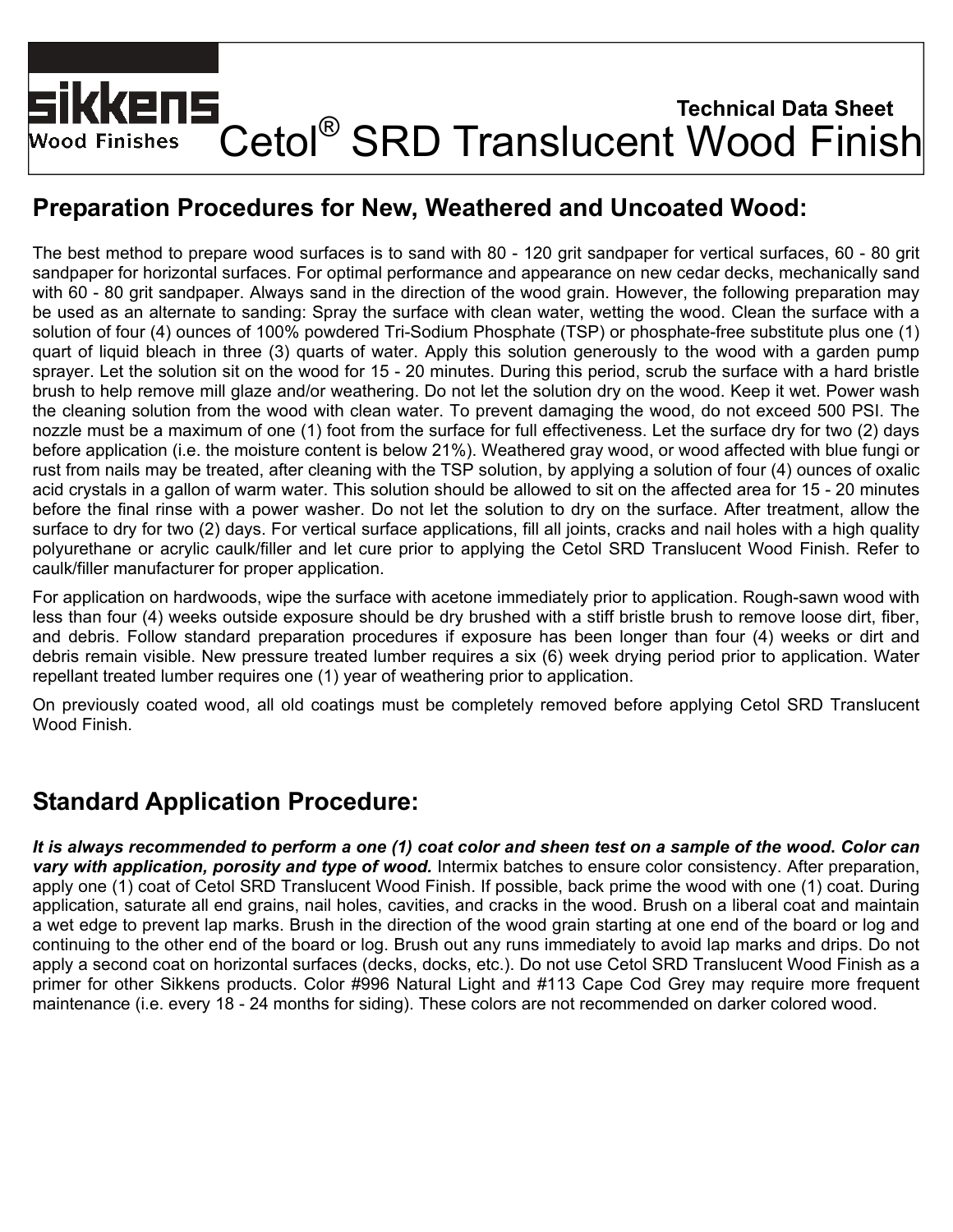# Technical Data Sheet
# Cetol® SRD Translucent Wood Finish

## Preparation Procedures for New, Weathered and Uncoated Wood:

The best method to prepare wood surfaces is to sand with 80 - 120 grit sandpaper for vertical surfaces, 60 - 80 grit sandpaper for horizontal surfaces. For optimal performance and appearance on new cedar decks, mechanically sand with 60 - 80 grit sandpaper. Always sand in the direction of the wood grain. However, the following preparation may be used as an alternate to sanding: Spray the surface with clean water, wetting the wood. Clean the surface with a solution of four (4) ounces of 100% powdered Tri-Sodium Phosphate (TSP) or phosphate-free substitute plus one (1) quart of liquid bleach in three (3) quarts of water. Apply this solution generously to the wood with a garden pump sprayer. Let the solution sit on the wood for 15 - 20 minutes. During this period, scrub the surface with a hard bristle brush to help remove mill glaze and/or weathering. Do not let the solution dry on the wood. Keep it wet. Power wash the cleaning solution from the wood with clean water. To prevent damaging the wood, do not exceed 500 PSI. The nozzle must be a maximum of one (1) foot from the surface for full effectiveness. Let the surface dry for two (2) days before application (i.e. the moisture content is below 21%). Weathered gray wood, or wood affected with blue fungi or rust from nails may be treated, after cleaning with the TSP solution, by applying a solution of four (4) ounces of oxalic acid crystals in a gallon of warm water. This solution should be allowed to sit on the affected area for 15 - 20 minutes before the final rinse with a power washer. Do not let the solution to dry on the surface. After treatment, allow the surface to dry for two (2) days. For vertical surface applications, fill all joints, cracks and nail holes with a high quality polyurethane or acrylic caulk/filler and let cure prior to applying the Cetol SRD Translucent Wood Finish. Refer to caulk/filler manufacturer for proper application.

For application on hardwoods, wipe the surface with acetone immediately prior to application. Rough-sawn wood with less than four (4) weeks outside exposure should be dry brushed with a stiff bristle brush to remove loose dirt, fiber, and debris. Follow standard preparation procedures if exposure has been longer than four (4) weeks or dirt and debris remain visible. New pressure treated lumber requires a six (6) week drying period prior to application. Water repellant treated lumber requires one (1) year of weathering prior to application.

On previously coated wood, all old coatings must be completely removed before applying Cetol SRD Translucent Wood Finish.

## Standard Application Procedure:

***It is always recommended to perform a one (1) coat color and sheen test on a sample of the wood. Color can vary with application, porosity and type of wood.*** Intermix batches to ensure color consistency. After preparation, apply one (1) coat of Cetol SRD Translucent Wood Finish. If possible, back prime the wood with one (1) coat. During application, saturate all end grains, nail holes, cavities, and cracks in the wood. Brush on a liberal coat and maintain a wet edge to prevent lap marks. Brush in the direction of the wood grain starting at one end of the board or log and continuing to the other end of the board or log. Brush out any runs immediately to avoid lap marks and drips. Do not apply a second coat on horizontal surfaces (decks, docks, etc.). Do not use Cetol SRD Translucent Wood Finish as a primer for other Sikkens products. Color #996 Natural Light and #113 Cape Cod Grey may require more frequent maintenance (i.e. every 18 - 24 months for siding). These colors are not recommended on darker colored wood.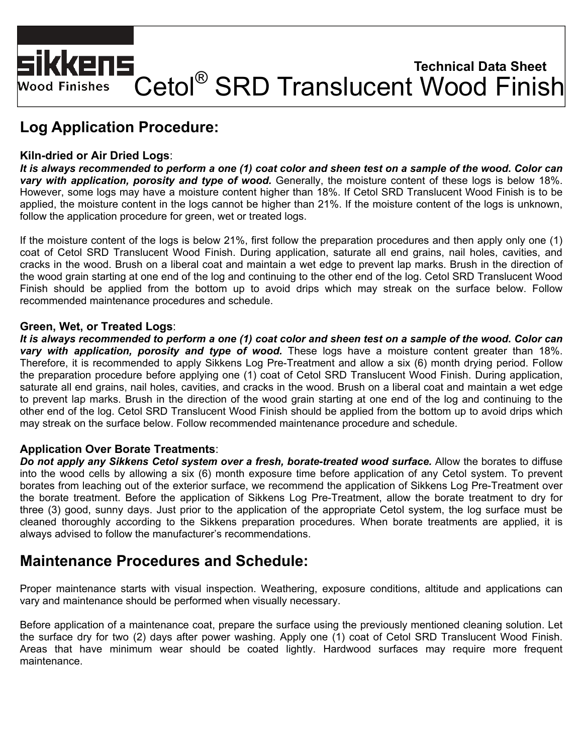## Log Application Procedure:

### Kiln-dried or Air Dried Logs:

***It is always recommended to perform a one (1) coat color and sheen test on a sample of the wood. Color can vary with application, porosity and type of wood.*** Generally, the moisture content of these logs is below 18%. However, some logs may have a moisture content higher than 18%. If Cetol SRD Translucent Wood Finish is to be applied, the moisture content in the logs cannot be higher than 21%. If the moisture content of the logs is unknown, follow the application procedure for green, wet or treated logs.

If the moisture content of the logs is below 21%, first follow the preparation procedures and then apply only one (1) coat of Cetol SRD Translucent Wood Finish. During application, saturate all end grains, nail holes, cavities, and cracks in the wood. Brush on a liberal coat and maintain a wet edge to prevent lap marks. Brush in the direction of the wood grain starting at one end of the log and continuing to the other end of the log. Cetol SRD Translucent Wood Finish should be applied from the bottom up to avoid drips which may streak on the surface below. Follow recommended maintenance procedures and schedule.

### Green, Wet, or Treated Logs:

***It is always recommended to perform a one (1) coat color and sheen test on a sample of the wood. Color can vary with application, porosity and type of wood.*** These logs have a moisture content greater than 18%. Therefore, it is recommended to apply Sikkens Log Pre-Treatment and allow a six (6) month drying period. Follow the preparation procedure before applying one (1) coat of Cetol SRD Translucent Wood Finish. During application, saturate all end grains, nail holes, cavities, and cracks in the wood. Brush on a liberal coat and maintain a wet edge to prevent lap marks. Brush in the direction of the wood grain starting at one end of the log and continuing to the other end of the log. Cetol SRD Translucent Wood Finish should be applied from the bottom up to avoid drips which may streak on the surface below. Follow recommended maintenance procedure and schedule.

### Application Over Borate Treatments:

***Do not apply any Sikkens Cetol system over a fresh, borate-treated wood surface.*** Allow the borates to diffuse into the wood cells by allowing a six (6) month exposure time before application of any Cetol system. To prevent borates from leaching out of the exterior surface, we recommend the application of Sikkens Log Pre-Treatment over the borate treatment. Before the application of Sikkens Log Pre-Treatment, allow the borate treatment to dry for three (3) good, sunny days. Just prior to the application of the appropriate Cetol system, the log surface must be cleaned thoroughly according to the Sikkens preparation procedures. When borate treatments are applied, it is always advised to follow the manufacturer's recommendations.

## Maintenance Procedures and Schedule:

Proper maintenance starts with visual inspection. Weathering, exposure conditions, altitude and applications can vary and maintenance should be performed when visually necessary.

Before application of a maintenance coat, prepare the surface using the previously mentioned cleaning solution. Let the surface dry for two (2) days after power washing. Apply one (1) coat of Cetol SRD Translucent Wood Finish. Areas that have minimum wear should be coated lightly. Hardwood surfaces may require more frequent maintenance.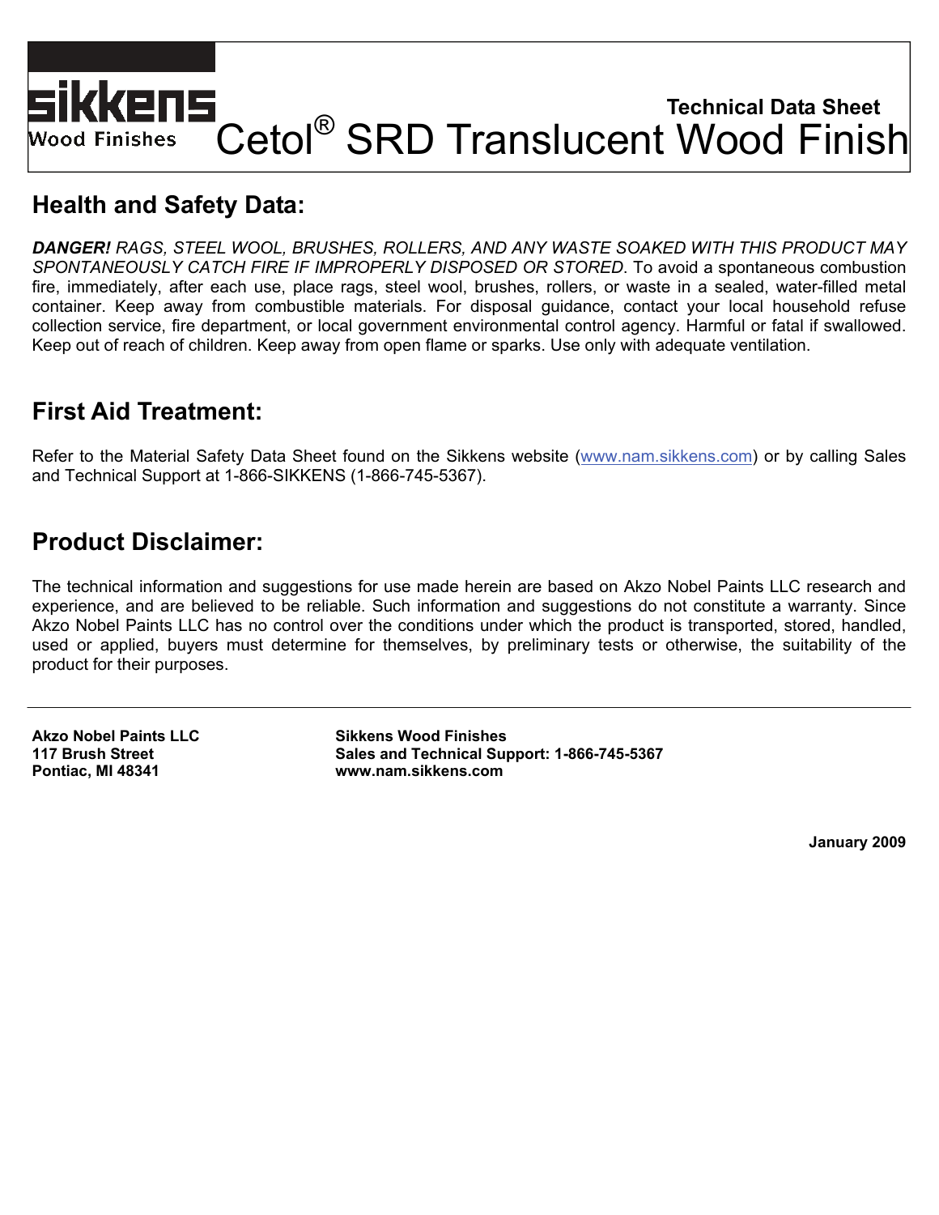Technical Data Sheet

# Cetol® SRD Translucent Wood Finish

## Health and Safety Data:

***DANGER!*** *RAGS, STEEL WOOL, BRUSHES, ROLLERS, AND ANY WASTE SOAKED WITH THIS PRODUCT MAY SPONTANEOUSLY CATCH FIRE IF IMPROPERLY DISPOSED OR STORED*. To avoid a spontaneous combustion fire, immediately, after each use, place rags, steel wool, brushes, rollers, or waste in a sealed, water-filled metal container. Keep away from combustible materials. For disposal guidance, contact your local household refuse collection service, fire department, or local government environmental control agency. Harmful or fatal if swallowed. Keep out of reach of children. Keep away from open flame or sparks. Use only with adequate ventilation.

## First Aid Treatment:

Refer to the Material Safety Data Sheet found on the Sikkens website (www.nam.sikkens.com) or by calling Sales and Technical Support at 1-866-SIKKENS (1-866-745-5367).

## Product Disclaimer:

The technical information and suggestions for use made herein are based on Akzo Nobel Paints LLC research and experience, and are believed to be reliable. Such information and suggestions do not constitute a warranty. Since Akzo Nobel Paints LLC has no control over the conditions under which the product is transported, stored, handled, used or applied, buyers must determine for themselves, by preliminary tests or otherwise, the suitability of the product for their purposes.

---

**Akzo Nobel Paints LLC**
**117 Brush Street**
**Pontiac, MI 48341**

**Sikkens Wood Finishes**
**Sales and Technical Support: 1-866-745-5367**
**www.nam.sikkens.com**

**January 2009**